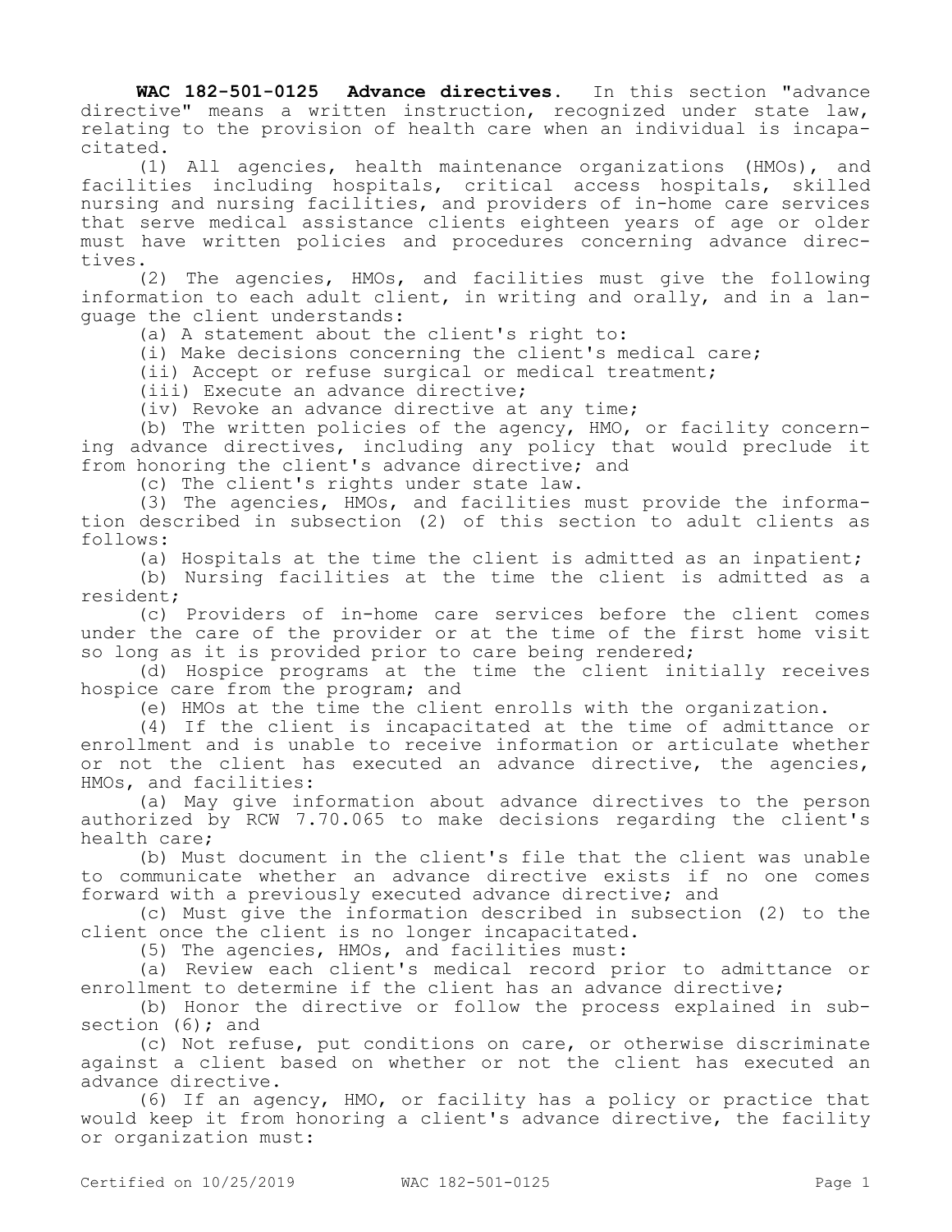**WAC 182-501-0125 Advance directives.** In this section "advance directive" means a written instruction, recognized under state law, relating to the provision of health care when an individual is incapacitated.

(1) All agencies, health maintenance organizations (HMOs), and facilities including hospitals, critical access hospitals, skilled nursing and nursing facilities, and providers of in-home care services that serve medical assistance clients eighteen years of age or older must have written policies and procedures concerning advance directives.

(2) The agencies, HMOs, and facilities must give the following information to each adult client, in writing and orally, and in a language the client understands:

(a) A statement about the client's right to:

(i) Make decisions concerning the client's medical care;

(ii) Accept or refuse surgical or medical treatment;

(iii) Execute an advance directive;

(iv) Revoke an advance directive at any time;

(b) The written policies of the agency, HMO, or facility concerning advance directives, including any policy that would preclude it from honoring the client's advance directive; and

(c) The client's rights under state law.

(3) The agencies, HMOs, and facilities must provide the information described in subsection (2) of this section to adult clients as follows:

(a) Hospitals at the time the client is admitted as an inpatient;

(b) Nursing facilities at the time the client is admitted as a resident;

(c) Providers of in-home care services before the client comes under the care of the provider or at the time of the first home visit so long as it is provided prior to care being rendered;

(d) Hospice programs at the time the client initially receives hospice care from the program; and

(e) HMOs at the time the client enrolls with the organization.

(4) If the client is incapacitated at the time of admittance or enrollment and is unable to receive information or articulate whether or not the client has executed an advance directive, the agencies, HMOs, and facilities:

(a) May give information about advance directives to the person authorized by RCW 7.70.065 to make decisions regarding the client's health care;

(b) Must document in the client's file that the client was unable to communicate whether an advance directive exists if no one comes forward with a previously executed advance directive; and

(c) Must give the information described in subsection (2) to the client once the client is no longer incapacitated.

(5) The agencies, HMOs, and facilities must:

(a) Review each client's medical record prior to admittance or enrollment to determine if the client has an advance directive;

(b) Honor the directive or follow the process explained in subsection (6); and

(c) Not refuse, put conditions on care, or otherwise discriminate against a client based on whether or not the client has executed an advance directive.

(6) If an agency, HMO, or facility has a policy or practice that would keep it from honoring a client's advance directive, the facility or organization must: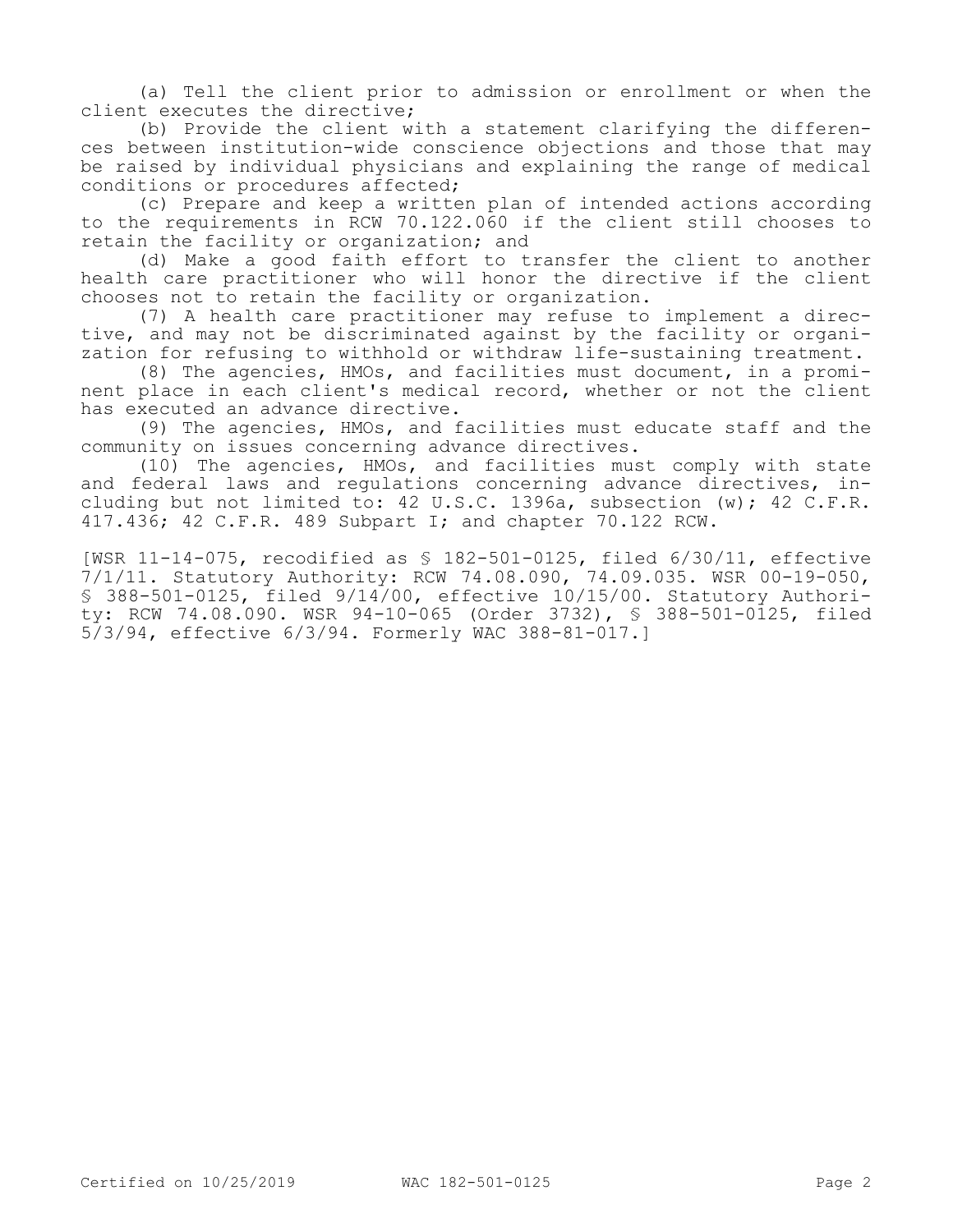(a) Tell the client prior to admission or enrollment or when the client executes the directive;

(b) Provide the client with a statement clarifying the differences between institution-wide conscience objections and those that may be raised by individual physicians and explaining the range of medical conditions or procedures affected;

(c) Prepare and keep a written plan of intended actions according to the requirements in RCW 70.122.060 if the client still chooses to retain the facility or organization; and

(d) Make a good faith effort to transfer the client to another health care practitioner who will honor the directive if the client chooses not to retain the facility or organization.

(7) A health care practitioner may refuse to implement a directive, and may not be discriminated against by the facility or organization for refusing to withhold or withdraw life-sustaining treatment.

(8) The agencies, HMOs, and facilities must document, in a prominent place in each client's medical record, whether or not the client has executed an advance directive.

(9) The agencies, HMOs, and facilities must educate staff and the community on issues concerning advance directives.

(10) The agencies, HMOs, and facilities must comply with state and federal laws and regulations concerning advance directives, including but not limited to: 42 U.S.C. 1396a, subsection (w); 42 C.F.R. 417.436; 42 C.F.R. 489 Subpart I; and chapter 70.122 RCW.

[WSR 11-14-075, recodified as § 182-501-0125, filed 6/30/11, effective 7/1/11. Statutory Authority: RCW 74.08.090, 74.09.035. WSR 00-19-050, § 388-501-0125, filed 9/14/00, effective 10/15/00. Statutory Authority: RCW 74.08.090. WSR 94-10-065 (Order 3732), § 388-501-0125, filed 5/3/94, effective 6/3/94. Formerly WAC 388-81-017.]